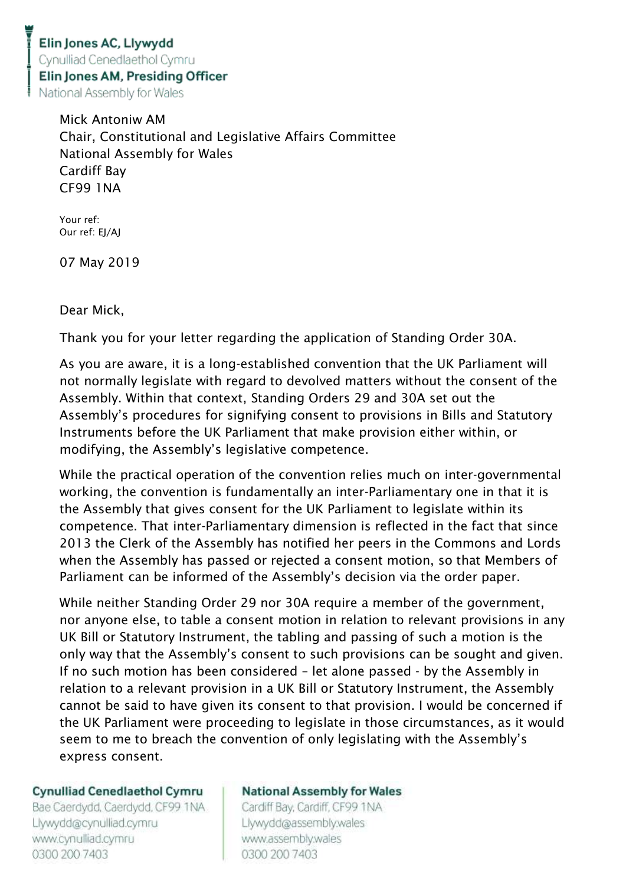**Elin Jones AC, Llywydd**
Cynulliad Cenedlaethol Cymru
**Elin Jones AM, Presiding Officer**
National Assembly for Wales

Mick Antoniw AM
Chair, Constitutional and Legislative Affairs Committee
National Assembly for Wales
Cardiff Bay
CF99 1NA

Your ref:
Our ref: EJ/AJ

07 May 2019

Dear Mick,

Thank you for your letter regarding the application of Standing Order 30A.

As you are aware, it is a long-established convention that the UK Parliament will not normally legislate with regard to devolved matters without the consent of the Assembly. Within that context, Standing Orders 29 and 30A set out the Assembly's procedures for signifying consent to provisions in Bills and Statutory Instruments before the UK Parliament that make provision either within, or modifying, the Assembly's legislative competence.

While the practical operation of the convention relies much on inter-governmental working, the convention is fundamentally an inter-Parliamentary one in that it is the Assembly that gives consent for the UK Parliament to legislate within its competence. That inter-Parliamentary dimension is reflected in the fact that since 2013 the Clerk of the Assembly has notified her peers in the Commons and Lords when the Assembly has passed or rejected a consent motion, so that Members of Parliament can be informed of the Assembly's decision via the order paper.

While neither Standing Order 29 nor 30A require a member of the government, nor anyone else, to table a consent motion in relation to relevant provisions in any UK Bill or Statutory Instrument, the tabling and passing of such a motion is the only way that the Assembly's consent to such provisions can be sought and given. If no such motion has been considered – let alone passed - by the Assembly in relation to a relevant provision in a UK Bill or Statutory Instrument, the Assembly cannot be said to have given its consent to that provision. I would be concerned if the UK Parliament were proceeding to legislate in those circumstances, as it would seem to me to breach the convention of only legislating with the Assembly's express consent.

**Cynulliad Cenedlaethol Cymru**
Bae Caerdydd, Caerdydd, CF99 1NA
Llywydd@cynulliad.cymru
www.cynulliad.cymru
0300 200 7403

**National Assembly for Wales**
Cardiff Bay, Cardiff, CF99 1NA
Llywydd@assembly.wales
www.assembly.wales
0300 200 7403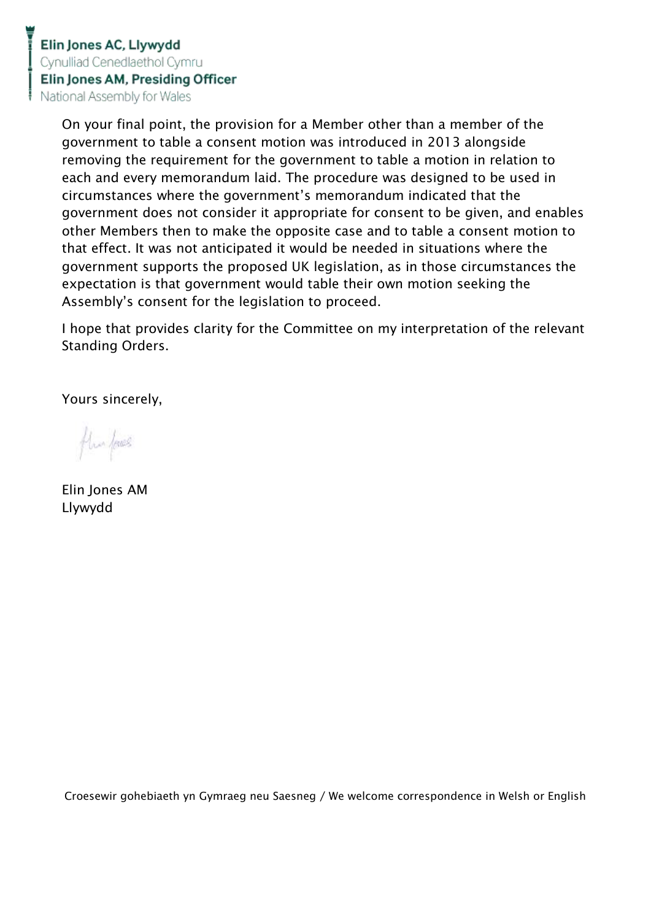Elin Jones AC, Llywydd
Cynulliad Cenedlaethol Cymru
Elin Jones AM, Presiding Officer
National Assembly for Wales

On your final point, the provision for a Member other than a member of the government to table a consent motion was introduced in 2013 alongside removing the requirement for the government to table a motion in relation to each and every memorandum laid. The procedure was designed to be used in circumstances where the government's memorandum indicated that the government does not consider it appropriate for consent to be given, and enables other Members then to make the opposite case and to table a consent motion to that effect. It was not anticipated it would be needed in situations where the government supports the proposed UK legislation, as in those circumstances the expectation is that government would table their own motion seeking the Assembly's consent for the legislation to proceed.

I hope that provides clarity for the Committee on my interpretation of the relevant Standing Orders.

Yours sincerely,

Elin Jones AM
Llywydd

Croesewir gohebiaeth yn Gymraeg neu Saesneg / We welcome correspondence in Welsh or English